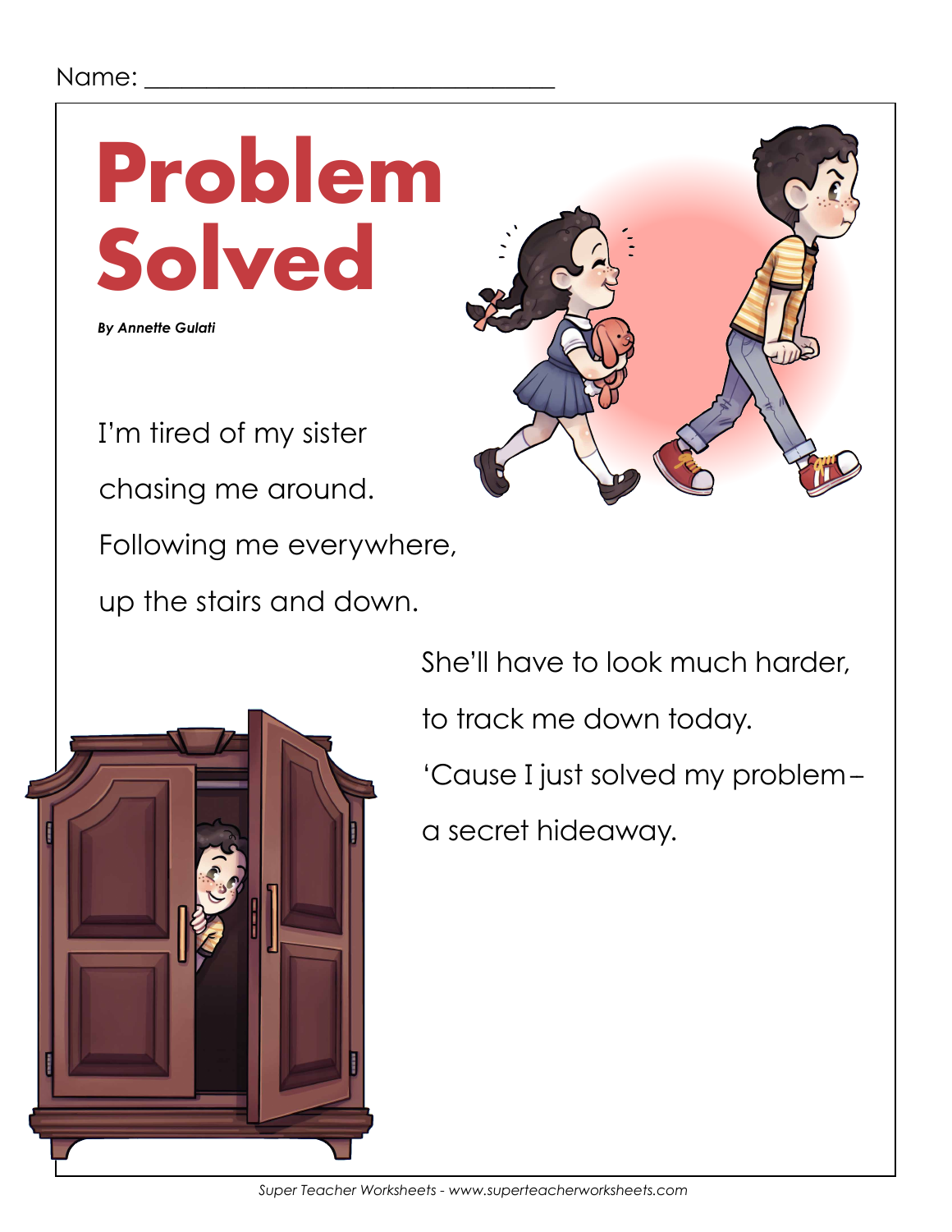Name: ______________________________

# Problem Solved

***By Annette Gulati***

I'm tired of my sister
chasing me around.
Following me everywhere,
up the stairs and down.

She'll have to look much harder,
to track me down today.
'Cause I just solved my problem –
a secret hideaway.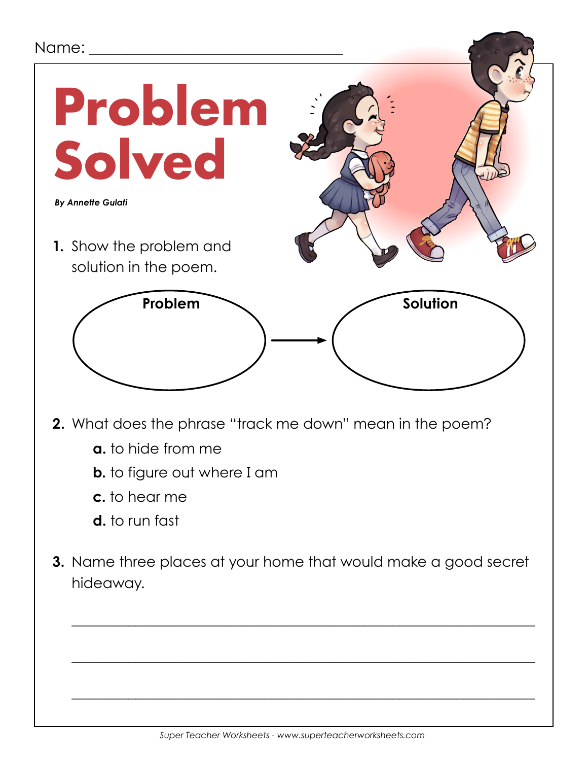Name: ________________________________

# Problem Solved

***By Annette Gulati***

**1.** Show the problem and solution in the poem.

| Problem | → | Solution |
| --- | --- | --- |
| | | |

**2.** What does the phrase "track me down" mean in the poem?

**a.** to hide from me

**b.** to figure out where I am

**c.** to hear me

**d.** to run fast

**3.** Name three places at your home that would make a good secret hideaway.

_______________________________________________________________

_______________________________________________________________

_______________________________________________________________

*Super Teacher Worksheets - www.superteacherworksheets.com*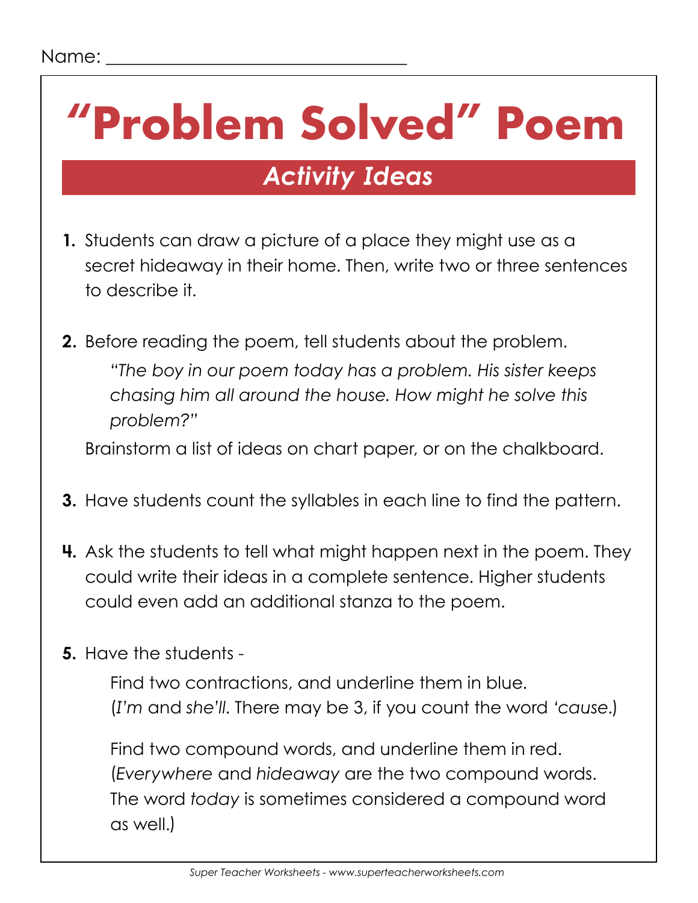Name: ________________________________

# "Problem Solved" Poem

## *Activity Ideas*

1. Students can draw a picture of a place they might use as a secret hideaway in their home. Then, write two or three sentences to describe it.

2. Before reading the poem, tell students about the problem.

   *"The boy in our poem today has a problem. His sister keeps chasing him all around the house. How might he solve this problem?"*

   Brainstorm a list of ideas on chart paper, or on the chalkboard.

3. Have students count the syllables in each line to find the pattern.

4. Ask the students to tell what might happen next in the poem. They could write their ideas in a complete sentence. Higher students could even add an additional stanza to the poem.

5. Have the students -

   Find two contractions, and underline them in blue. (*I'm* and *she'll*. There may be 3, if you count the word *'cause*.)

   Find two compound words, and underline them in red. (*Everywhere* and *hideaway* are the two compound words. The word *today* is sometimes considered a compound word as well.)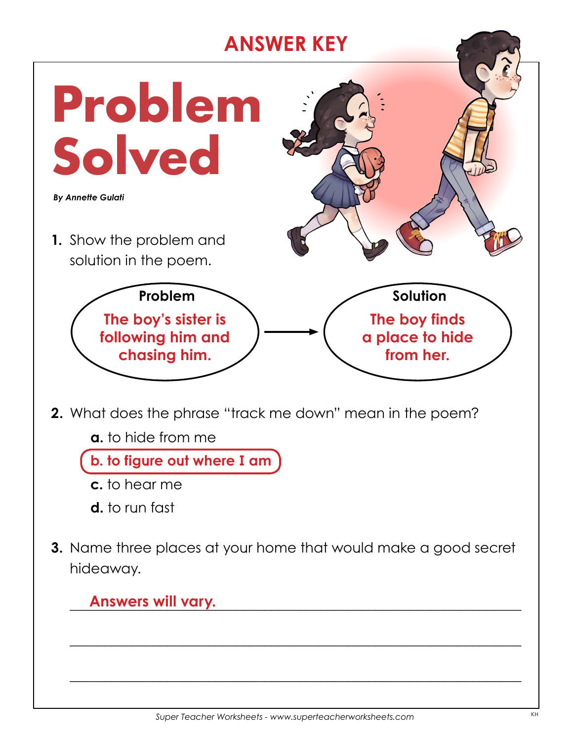ANSWER KEY

# Problem Solved

***By Annette Gulati***

**1.** Show the problem and solution in the poem.

**Problem**

**The boy's sister is following him and chasing him.**

→

**Solution**

**The boy finds a place to hide from her.**

**2.** What does the phrase "track me down" mean in the poem?

**a.** to hide from me

**b. to figure out where I am**

**c.** to hear me

**d.** to run fast

**3.** Name three places at your home that would make a good secret hideaway.

**Answers will vary.**

\_\_\_\_\_\_\_\_\_\_\_\_\_\_\_\_\_\_\_\_\_\_\_\_\_\_\_\_\_\_\_\_\_\_\_\_\_\_\_\_\_\_\_\_\_\_\_\_\_\_\_\_\_\_\_\_\_\_

\_\_\_\_\_\_\_\_\_\_\_\_\_\_\_\_\_\_\_\_\_\_\_\_\_\_\_\_\_\_\_\_\_\_\_\_\_\_\_\_\_\_\_\_\_\_\_\_\_\_\_\_\_\_\_\_\_\_